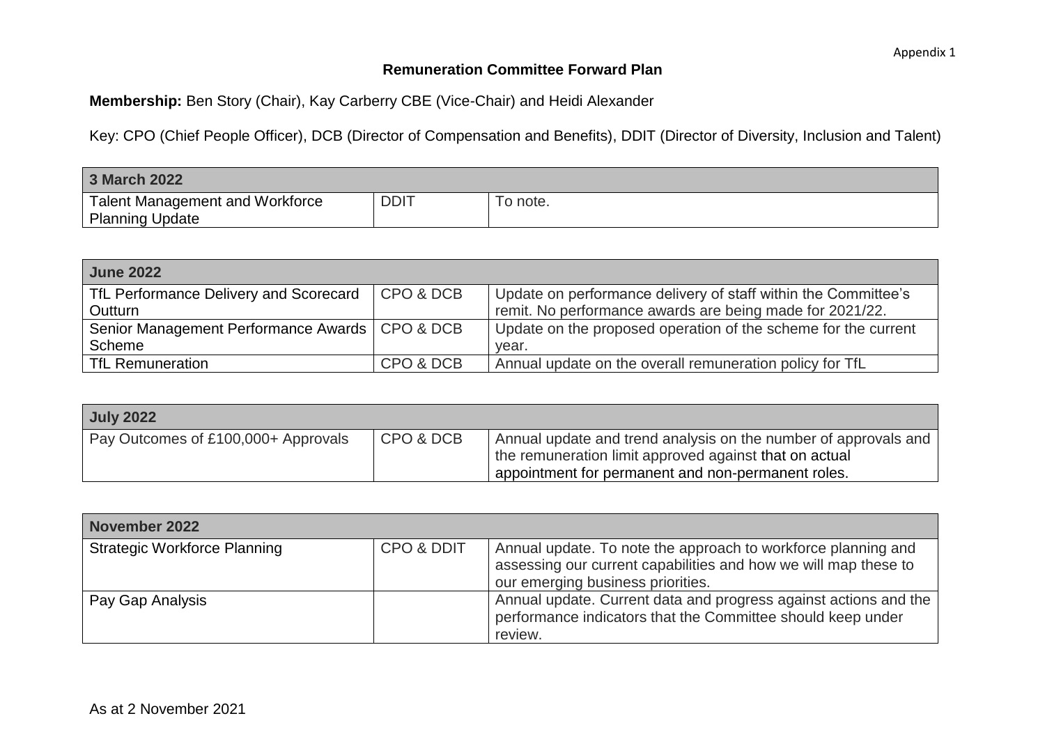Appendix 1

# Remuneration Committee Forward Plan

**Membership:** Ben Story (Chair), Kay Carberry CBE (Vice-Chair) and Heidi Alexander

Key: CPO (Chief People Officer), DCB (Director of Compensation and Benefits), DDIT (Director of Diversity, Inclusion and Talent)

| **3 March 2022** | | |
|---|---|---|
| Talent Management and Workforce Planning Update | DDIT | To note. |

| **June 2022** | | |
|---|---|---|
| TfL Performance Delivery and Scorecard Outturn | CPO & DCB | Update on performance delivery of staff within the Committee's remit. No performance awards are being made for 2021/22. |
| Senior Management Performance Awards Scheme | CPO & DCB | Update on the proposed operation of the scheme for the current year. |
| TfL Remuneration | CPO & DCB | Annual update on the overall remuneration policy for TfL |

| **July 2022** | | |
|---|---|---|
| Pay Outcomes of £100,000+ Approvals | CPO & DCB | Annual update and trend analysis on the number of approvals and the remuneration limit approved against that on actual appointment for permanent and non-permanent roles. |

| **November 2022** | | |
|---|---|---|
| Strategic Workforce Planning | CPO & DDIT | Annual update. To note the approach to workforce planning and assessing our current capabilities and how we will map these to our emerging business priorities. |
| Pay Gap Analysis | | Annual update. Current data and progress against actions and the performance indicators that the Committee should keep under review. |

As at 2 November 2021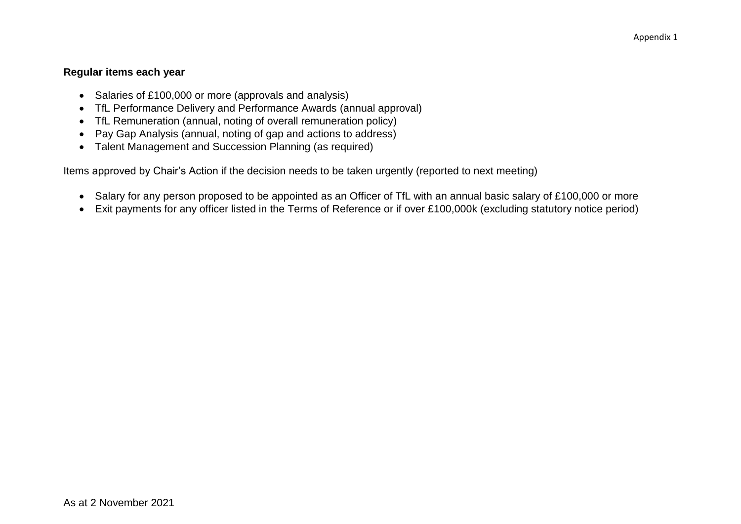Appendix 1

**Regular items each year**

- Salaries of £100,000 or more (approvals and analysis)
- TfL Performance Delivery and Performance Awards (annual approval)
- TfL Remuneration (annual, noting of overall remuneration policy)
- Pay Gap Analysis (annual, noting of gap and actions to address)
- Talent Management and Succession Planning (as required)

Items approved by Chair's Action if the decision needs to be taken urgently (reported to next meeting)

- Salary for any person proposed to be appointed as an Officer of TfL with an annual basic salary of £100,000 or more
- Exit payments for any officer listed in the Terms of Reference or if over £100,000k (excluding statutory notice period)

As at 2 November 2021